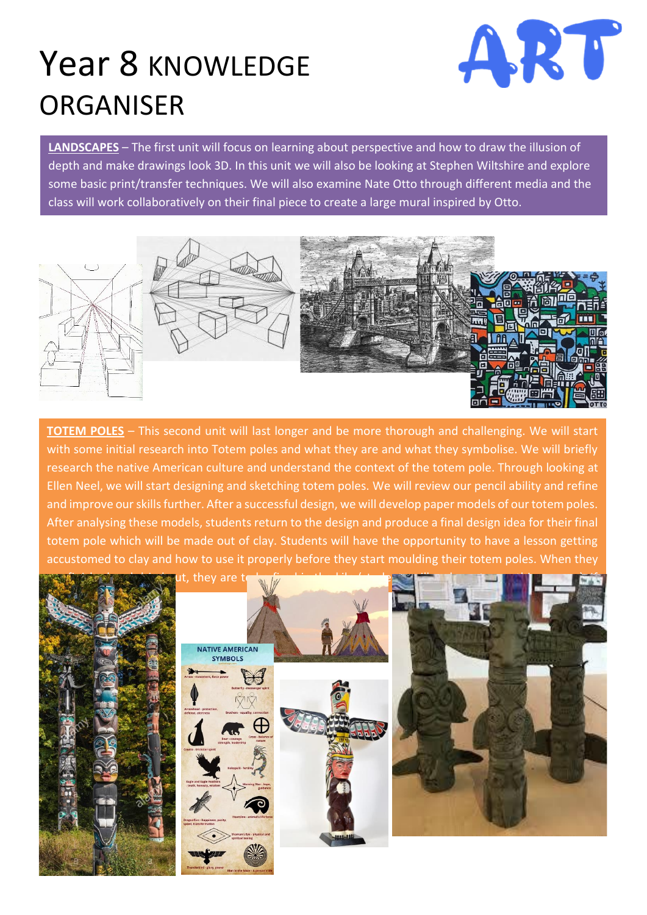# Year 8 KNOWLEDGE ORGANISER

ART

**LANDSCAPES** – The first unit will focus on learning about perspective and how to draw the illusion of depth and make drawings look 3D. In this unit we will also be looking at Stephen Wiltshire and explore some basic print/transfer techniques. We will also examine Nate Otto through different media and the class will work collaboratively on their final piece to create a large mural inspired by Otto.

**TOTEM POLES** – This second unit will last longer and be more thorough and challenging. We will start with some initial research into Totem poles and what they are and what they symbolise. We will briefly research the native American culture and understand the context of the totem pole. Through looking at Ellen Neel, we will start designing and sketching totem poles. We will review our pencil ability and refine and improve our skills further. After a successful design, we will develop paper models of our totem poles. After analysing these models, students return to the design and produce a final design idea for their final totem pole which will be made out of clay. Students will have the opportunity to have a lesson getting accustomed to clay and how to use it properly before they start moulding their totem poles. When they ... ut, they are t...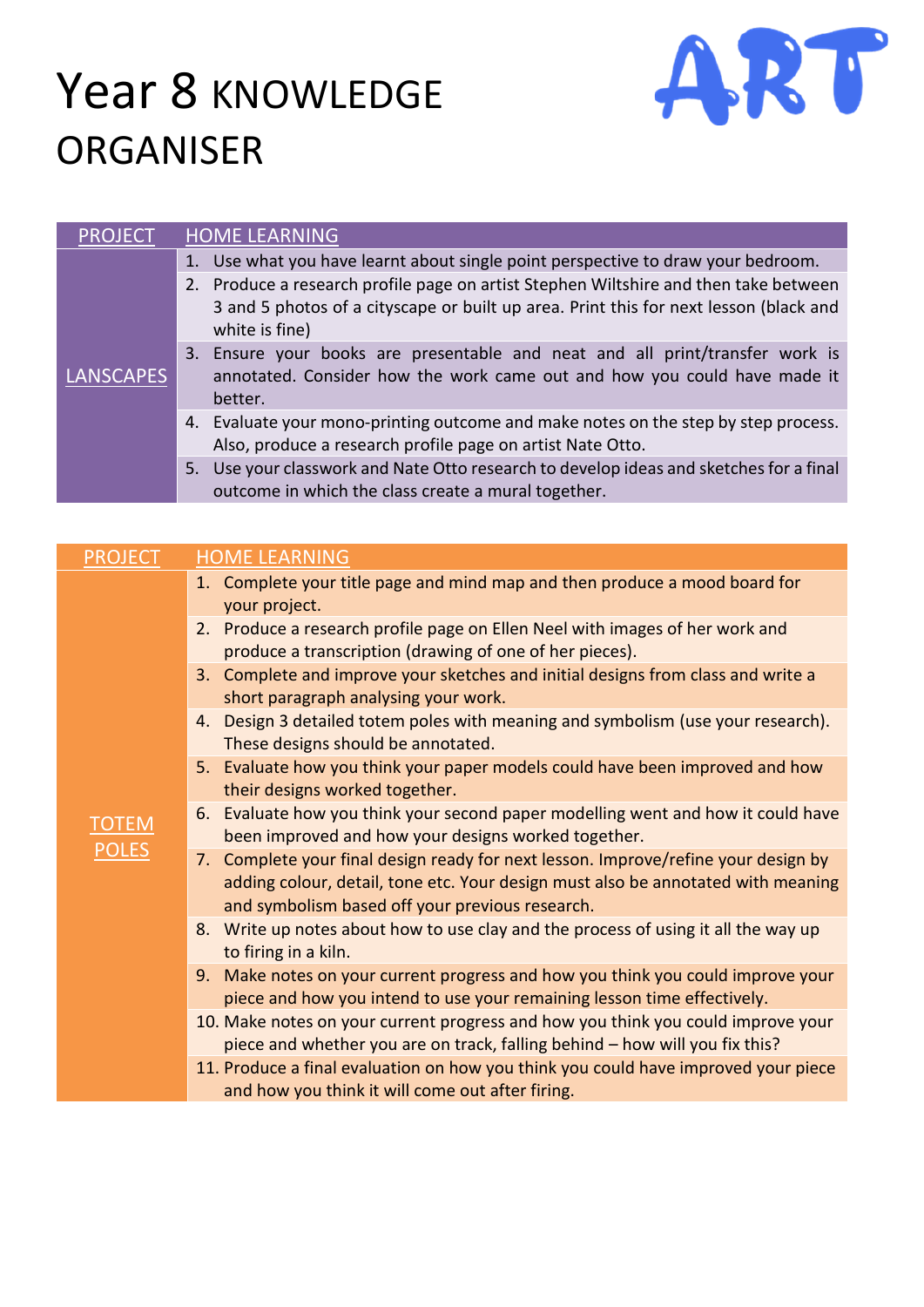# Year 8 KNOWLEDGE ORGANISER

ART

| PROJECT | HOME LEARNING |
| --- | --- |
| LANSCAPES | 1. Use what you have learnt about single point perspective to draw your bedroom. |
| | 2. Produce a research profile page on artist Stephen Wiltshire and then take between 3 and 5 photos of a cityscape or built up area. Print this for next lesson (black and white is fine) |
| | 3. Ensure your books are presentable and neat and all print/transfer work is annotated. Consider how the work came out and how you could have made it better. |
| | 4. Evaluate your mono-printing outcome and make notes on the step by step process. Also, produce a research profile page on artist Nate Otto. |
| | 5. Use your classwork and Nate Otto research to develop ideas and sketches for a final outcome in which the class create a mural together. |

| PROJECT | HOME LEARNING |
| --- | --- |
| TOTEM POLES | 1. Complete your title page and mind map and then produce a mood board for your project. |
| | 2. Produce a research profile page on Ellen Neel with images of her work and produce a transcription (drawing of one of her pieces). |
| | 3. Complete and improve your sketches and initial designs from class and write a short paragraph analysing your work. |
| | 4. Design 3 detailed totem poles with meaning and symbolism (use your research). These designs should be annotated. |
| | 5. Evaluate how you think your paper models could have been improved and how their designs worked together. |
| | 6. Evaluate how you think your second paper modelling went and how it could have been improved and how your designs worked together. |
| | 7. Complete your final design ready for next lesson. Improve/refine your design by adding colour, detail, tone etc. Your design must also be annotated with meaning and symbolism based off your previous research. |
| | 8. Write up notes about how to use clay and the process of using it all the way up to firing in a kiln. |
| | 9. Make notes on your current progress and how you think you could improve your piece and how you intend to use your remaining lesson time effectively. |
| | 10. Make notes on your current progress and how you think you could improve your piece and whether you are on track, falling behind – how will you fix this? |
| | 11. Produce a final evaluation on how you think you could have improved your piece and how you think it will come out after firing. |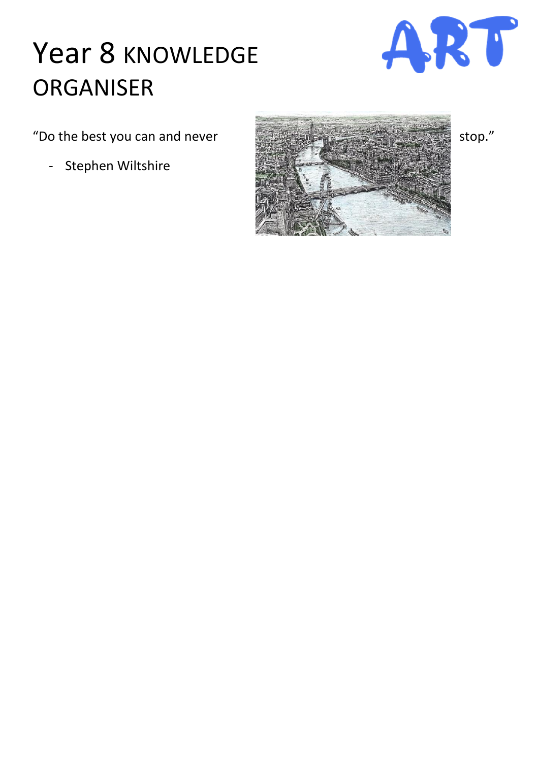# Year 8 KNOWLEDGE ORGANISER

ART

"Do the best you can and never stop."

- Stephen Wiltshire